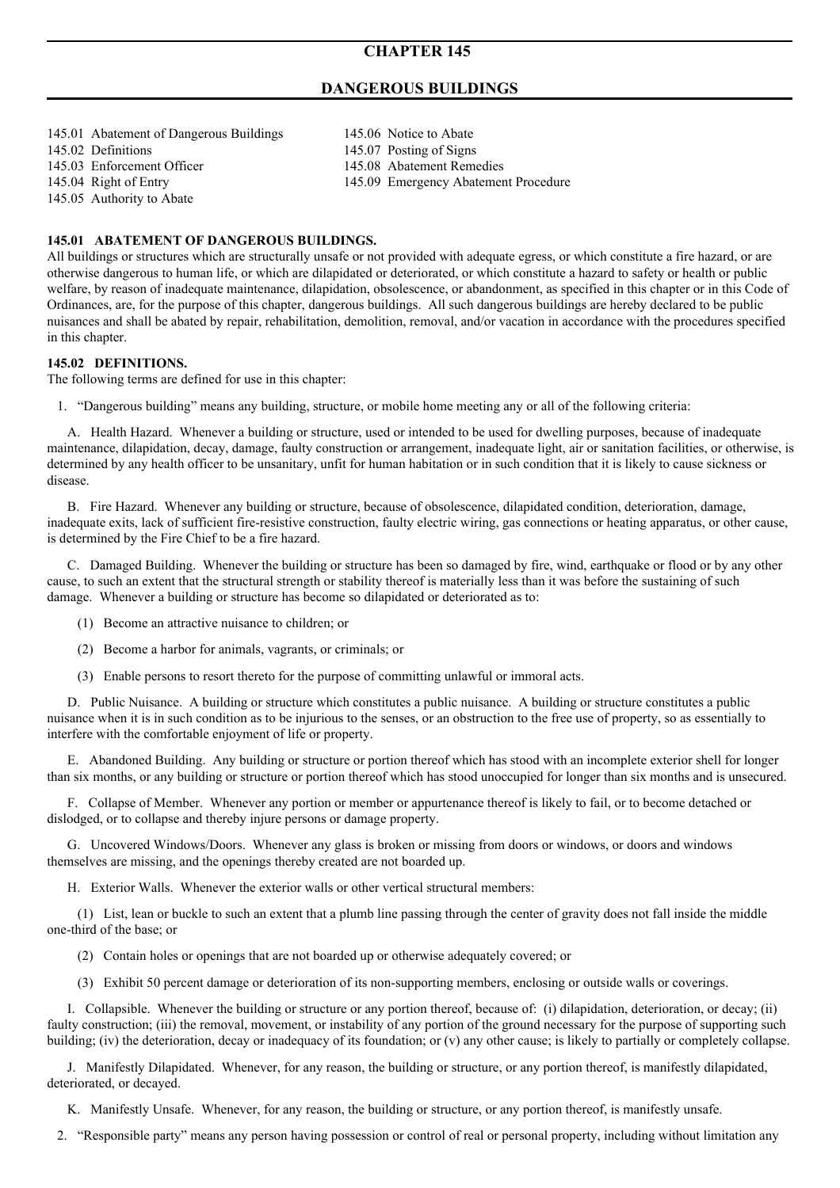# CHAPTER 145

## DANGEROUS BUILDINGS

145.01 Abatement of Dangerous Buildings
145.02 Definitions
145.03 Enforcement Officer
145.04 Right of Entry
145.05 Authority to Abate
145.06 Notice to Abate
145.07 Posting of Signs
145.08 Abatement Remedies
145.09 Emergency Abatement Procedure

**145.01 ABATEMENT OF DANGEROUS BUILDINGS.**
All buildings or structures which are structurally unsafe or not provided with adequate egress, or which constitute a fire hazard, or are otherwise dangerous to human life, or which are dilapidated or deteriorated, or which constitute a hazard to safety or health or public welfare, by reason of inadequate maintenance, dilapidation, obsolescence, or abandonment, as specified in this chapter or in this Code of Ordinances, are, for the purpose of this chapter, dangerous buildings. All such dangerous buildings are hereby declared to be public nuisances and shall be abated by repair, rehabilitation, demolition, removal, and/or vacation in accordance with the procedures specified in this chapter.

**145.02 DEFINITIONS.**
The following terms are defined for use in this chapter:

1. "Dangerous building" means any building, structure, or mobile home meeting any or all of the following criteria:

   A. Health Hazard. Whenever a building or structure, used or intended to be used for dwelling purposes, because of inadequate maintenance, dilapidation, decay, damage, faulty construction or arrangement, inadequate light, air or sanitation facilities, or otherwise, is determined by any health officer to be unsanitary, unfit for human habitation or in such condition that it is likely to cause sickness or disease.

   B. Fire Hazard. Whenever any building or structure, because of obsolescence, dilapidated condition, deterioration, damage, inadequate exits, lack of sufficient fire-resistive construction, faulty electric wiring, gas connections or heating apparatus, or other cause, is determined by the Fire Chief to be a fire hazard.

   C. Damaged Building. Whenever the building or structure has been so damaged by fire, wind, earthquake or flood or by any other cause, to such an extent that the structural strength or stability thereof is materially less than it was before the sustaining of such damage. Whenever a building or structure has become so dilapidated or deteriorated as to:

      (1) Become an attractive nuisance to children; or

      (2) Become a harbor for animals, vagrants, or criminals; or

      (3) Enable persons to resort thereto for the purpose of committing unlawful or immoral acts.

   D. Public Nuisance. A building or structure which constitutes a public nuisance. A building or structure constitutes a public nuisance when it is in such condition as to be injurious to the senses, or an obstruction to the free use of property, so as essentially to interfere with the comfortable enjoyment of life or property.

   E. Abandoned Building. Any building or structure or portion thereof which has stood with an incomplete exterior shell for longer than six months, or any building or structure or portion thereof which has stood unoccupied for longer than six months and is unsecured.

   F. Collapse of Member. Whenever any portion or member or appurtenance thereof is likely to fail, or to become detached or dislodged, or to collapse and thereby injure persons or damage property.

   G. Uncovered Windows/Doors. Whenever any glass is broken or missing from doors or windows, or doors and windows themselves are missing, and the openings thereby created are not boarded up.

   H. Exterior Walls. Whenever the exterior walls or other vertical structural members:

      (1) List, lean or buckle to such an extent that a plumb line passing through the center of gravity does not fall inside the middle one-third of the base; or

      (2) Contain holes or openings that are not boarded up or otherwise adequately covered; or

      (3) Exhibit 50 percent damage or deterioration of its non-supporting members, enclosing or outside walls or coverings.

   I. Collapsible. Whenever the building or structure or any portion thereof, because of: (i) dilapidation, deterioration, or decay; (ii) faulty construction; (iii) the removal, movement, or instability of any portion of the ground necessary for the purpose of supporting such building; (iv) the deterioration, decay or inadequacy of its foundation; or (v) any other cause; is likely to partially or completely collapse.

   J. Manifestly Dilapidated. Whenever, for any reason, the building or structure, or any portion thereof, is manifestly dilapidated, deteriorated, or decayed.

   K. Manifestly Unsafe. Whenever, for any reason, the building or structure, or any portion thereof, is manifestly unsafe.

2. "Responsible party" means any person having possession or control of real or personal property, including without limitation any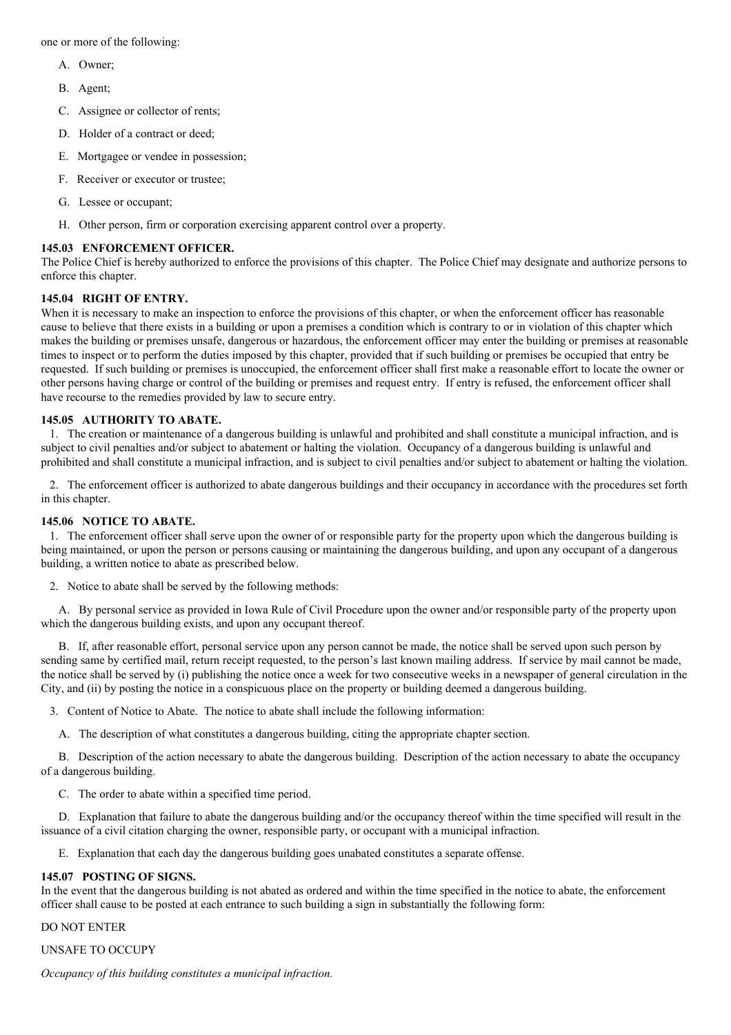one or more of the following:

A. Owner;

B. Agent;

C. Assignee or collector of rents;

D. Holder of a contract or deed;

E. Mortgagee or vendee in possession;

F. Receiver or executor or trustee;

G. Lessee or occupant;

H. Other person, firm or corporation exercising apparent control over a property.

**145.03 ENFORCEMENT OFFICER.**
The Police Chief is hereby authorized to enforce the provisions of this chapter. The Police Chief may designate and authorize persons to enforce this chapter.

**145.04 RIGHT OF ENTRY.**
When it is necessary to make an inspection to enforce the provisions of this chapter, or when the enforcement officer has reasonable cause to believe that there exists in a building or upon a premises a condition which is contrary to or in violation of this chapter which makes the building or premises unsafe, dangerous or hazardous, the enforcement officer may enter the building or premises at reasonable times to inspect or to perform the duties imposed by this chapter, provided that if such building or premises be occupied that entry be requested. If such building or premises is unoccupied, the enforcement officer shall first make a reasonable effort to locate the owner or other persons having charge or control of the building or premises and request entry. If entry is refused, the enforcement officer shall have recourse to the remedies provided by law to secure entry.

**145.05 AUTHORITY TO ABATE.**

1. The creation or maintenance of a dangerous building is unlawful and prohibited and shall constitute a municipal infraction, and is subject to civil penalties and/or subject to abatement or halting the violation. Occupancy of a dangerous building is unlawful and prohibited and shall constitute a municipal infraction, and is subject to civil penalties and/or subject to abatement or halting the violation.

2. The enforcement officer is authorized to abate dangerous buildings and their occupancy in accordance with the procedures set forth in this chapter.

**145.06 NOTICE TO ABATE.**

1. The enforcement officer shall serve upon the owner of or responsible party for the property upon which the dangerous building is being maintained, or upon the person or persons causing or maintaining the dangerous building, and upon any occupant of a dangerous building, a written notice to abate as prescribed below.

2. Notice to abate shall be served by the following methods:

A. By personal service as provided in Iowa Rule of Civil Procedure upon the owner and/or responsible party of the property upon which the dangerous building exists, and upon any occupant thereof.

B. If, after reasonable effort, personal service upon any person cannot be made, the notice shall be served upon such person by sending same by certified mail, return receipt requested, to the person's last known mailing address. If service by mail cannot be made, the notice shall be served by (i) publishing the notice once a week for two consecutive weeks in a newspaper of general circulation in the City, and (ii) by posting the notice in a conspicuous place on the property or building deemed a dangerous building.

3. Content of Notice to Abate. The notice to abate shall include the following information:

A. The description of what constitutes a dangerous building, citing the appropriate chapter section.

B. Description of the action necessary to abate the dangerous building. Description of the action necessary to abate the occupancy of a dangerous building.

C. The order to abate within a specified time period.

D. Explanation that failure to abate the dangerous building and/or the occupancy thereof within the time specified will result in the issuance of a civil citation charging the owner, responsible party, or occupant with a municipal infraction.

E. Explanation that each day the dangerous building goes unabated constitutes a separate offense.

**145.07 POSTING OF SIGNS.**
In the event that the dangerous building is not abated as ordered and within the time specified in the notice to abate, the enforcement officer shall cause to be posted at each entrance to such building a sign in substantially the following form:

DO NOT ENTER

UNSAFE TO OCCUPY

*Occupancy of this building constitutes a municipal infraction.*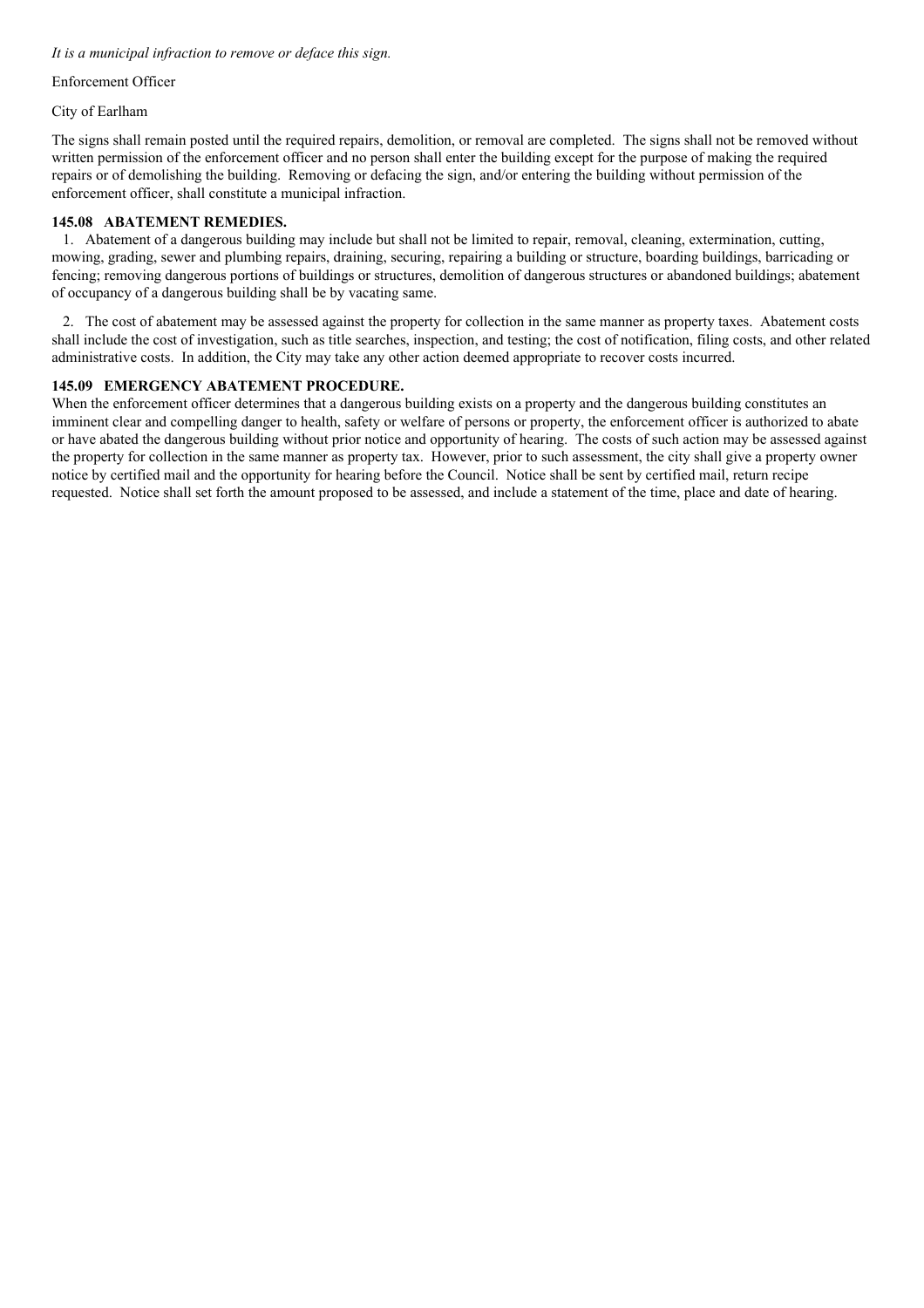*It is a municipal infraction to remove or deface this sign.*

Enforcement Officer

City of Earlham

The signs shall remain posted until the required repairs, demolition, or removal are completed. The signs shall not be removed without written permission of the enforcement officer and no person shall enter the building except for the purpose of making the required repairs or of demolishing the building. Removing or defacing the sign, and/or entering the building without permission of the enforcement officer, shall constitute a municipal infraction.

**145.08 ABATEMENT REMEDIES.**

1. Abatement of a dangerous building may include but shall not be limited to repair, removal, cleaning, extermination, cutting, mowing, grading, sewer and plumbing repairs, draining, securing, repairing a building or structure, boarding buildings, barricading or fencing; removing dangerous portions of buildings or structures, demolition of dangerous structures or abandoned buildings; abatement of occupancy of a dangerous building shall be by vacating same.

2. The cost of abatement may be assessed against the property for collection in the same manner as property taxes. Abatement costs shall include the cost of investigation, such as title searches, inspection, and testing; the cost of notification, filing costs, and other related administrative costs. In addition, the City may take any other action deemed appropriate to recover costs incurred.

**145.09 EMERGENCY ABATEMENT PROCEDURE.**

When the enforcement officer determines that a dangerous building exists on a property and the dangerous building constitutes an imminent clear and compelling danger to health, safety or welfare of persons or property, the enforcement officer is authorized to abate or have abated the dangerous building without prior notice and opportunity of hearing. The costs of such action may be assessed against the property for collection in the same manner as property tax. However, prior to such assessment, the city shall give a property owner notice by certified mail and the opportunity for hearing before the Council. Notice shall be sent by certified mail, return recipe requested. Notice shall set forth the amount proposed to be assessed, and include a statement of the time, place and date of hearing.